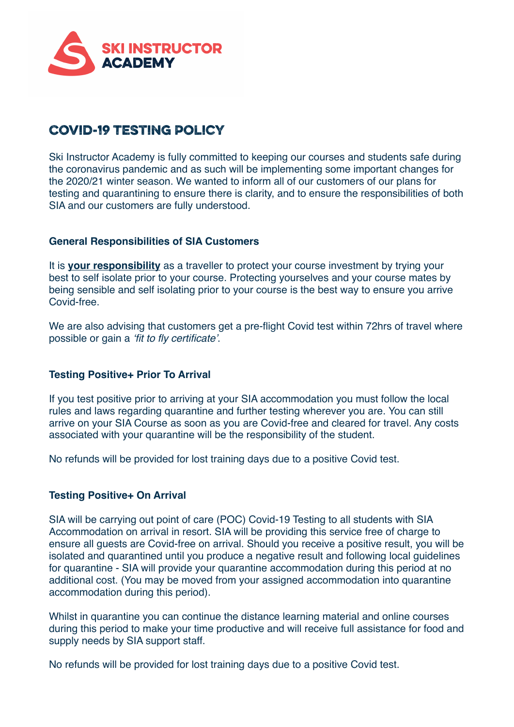**SKI INSTRUCTOR ACADEMY**

# COVID-19 TESTING POLICY

Ski Instructor Academy is fully committed to keeping our courses and students safe during the coronavirus pandemic and as such will be implementing some important changes for the 2020/21 winter season. We wanted to inform all of our customers of our plans for testing and quarantining to ensure there is clarity, and to ensure the responsibilities of both SIA and our customers are fully understood.

## General Responsibilities of SIA Customers

It is **your responsibility** as a traveller to protect your course investment by trying your best to self isolate prior to your course. Protecting yourselves and your course mates by being sensible and self isolating prior to your course is the best way to ensure you arrive Covid-free.

We are also advising that customers get a pre-flight Covid test within 72hrs of travel where possible or gain a *'fit to fly certificate'*.

## Testing Positive+ Prior To Arrival

If you test positive prior to arriving at your SIA accommodation you must follow the local rules and laws regarding quarantine and further testing wherever you are. You can still arrive on your SIA Course as soon as you are Covid-free and cleared for travel. Any costs associated with your quarantine will be the responsibility of the student.

No refunds will be provided for lost training days due to a positive Covid test.

## Testing Positive+ On Arrival

SIA will be carrying out point of care (POC) Covid-19 Testing to all students with SIA Accommodation on arrival in resort. SIA will be providing this service free of charge to ensure all guests are Covid-free on arrival. Should you receive a positive result, you will be isolated and quarantined until you produce a negative result and following local guidelines for quarantine - SIA will provide your quarantine accommodation during this period at no additional cost. (You may be moved from your assigned accommodation into quarantine accommodation during this period).

Whilst in quarantine you can continue the distance learning material and online courses during this period to make your time productive and will receive full assistance for food and supply needs by SIA support staff.

No refunds will be provided for lost training days due to a positive Covid test.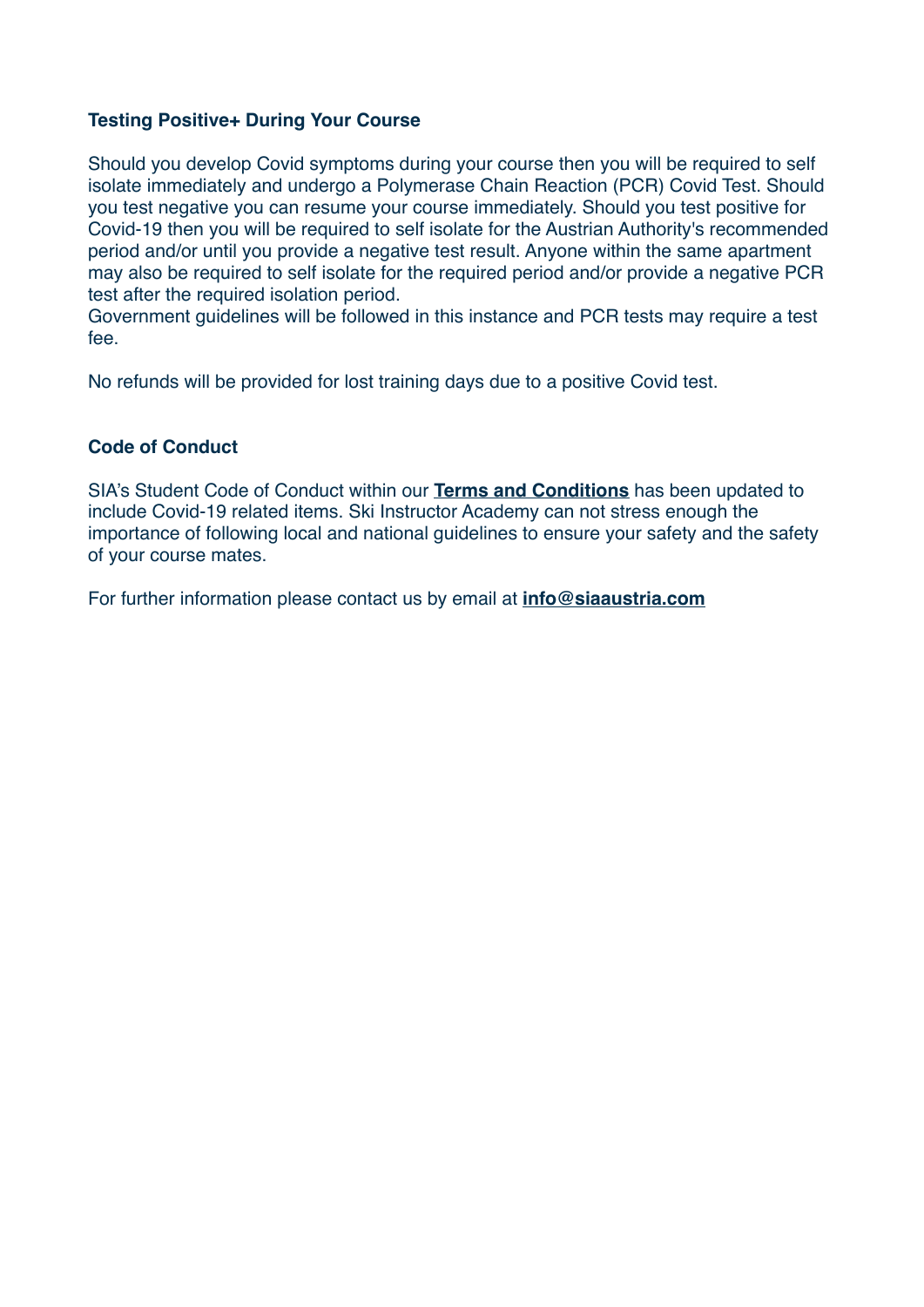### Testing Positive+ During Your Course

Should you develop Covid symptoms during your course then you will be required to self isolate immediately and undergo a Polymerase Chain Reaction (PCR) Covid Test. Should you test negative you can resume your course immediately. Should you test positive for Covid-19 then you will be required to self isolate for the Austrian Authority's recommended period and/or until you provide a negative test result. Anyone within the same apartment may also be required to self isolate for the required period and/or provide a negative PCR test after the required isolation period.
Government guidelines will be followed in this instance and PCR tests may require a test fee.

No refunds will be provided for lost training days due to a positive Covid test.

### Code of Conduct

SIA's Student Code of Conduct within our **Terms and Conditions** has been updated to include Covid-19 related items. Ski Instructor Academy can not stress enough the importance of following local and national guidelines to ensure your safety and the safety of your course mates.

For further information please contact us by email at **info@siaaustria.com**